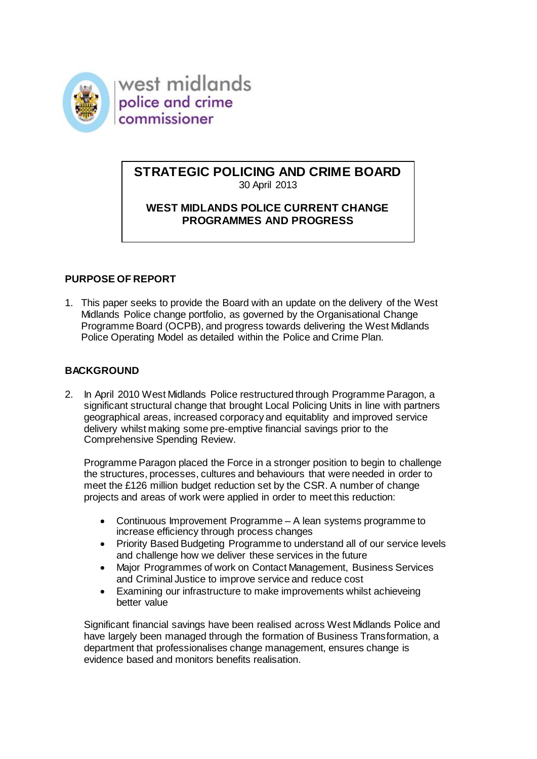west midlands
police and crime
commissioner

# STRATEGIC POLICING AND CRIME BOARD

30 April 2013

## WEST MIDLANDS POLICE CURRENT CHANGE PROGRAMMES AND PROGRESS

### PURPOSE OF REPORT

1. This paper seeks to provide the Board with an update on the delivery of the West Midlands Police change portfolio, as governed by the Organisational Change Programme Board (OCPB), and progress towards delivering the West Midlands Police Operating Model as detailed within the Police and Crime Plan.

### BACKGROUND

2. In April 2010 West Midlands Police restructured through Programme Paragon, a significant structural change that brought Local Policing Units in line with partners geographical areas, increased corporacy and equitablity and improved service delivery whilst making some pre-emptive financial savings prior to the Comprehensive Spending Review.

   Programme Paragon placed the Force in a stronger position to begin to challenge the structures, processes, cultures and behaviours that were needed in order to meet the £126 million budget reduction set by the CSR. A number of change projects and areas of work were applied in order to meet this reduction:

   - Continuous Improvement Programme – A lean systems programme to increase efficiency through process changes
   - Priority Based Budgeting Programme to understand all of our service levels and challenge how we deliver these services in the future
   - Major Programmes of work on Contact Management, Business Services and Criminal Justice to improve service and reduce cost
   - Examining our infrastructure to make improvements whilst achieveing better value

   Significant financial savings have been realised across West Midlands Police and have largely been managed through the formation of Business Transformation, a department that professionalises change management, ensures change is evidence based and monitors benefits realisation.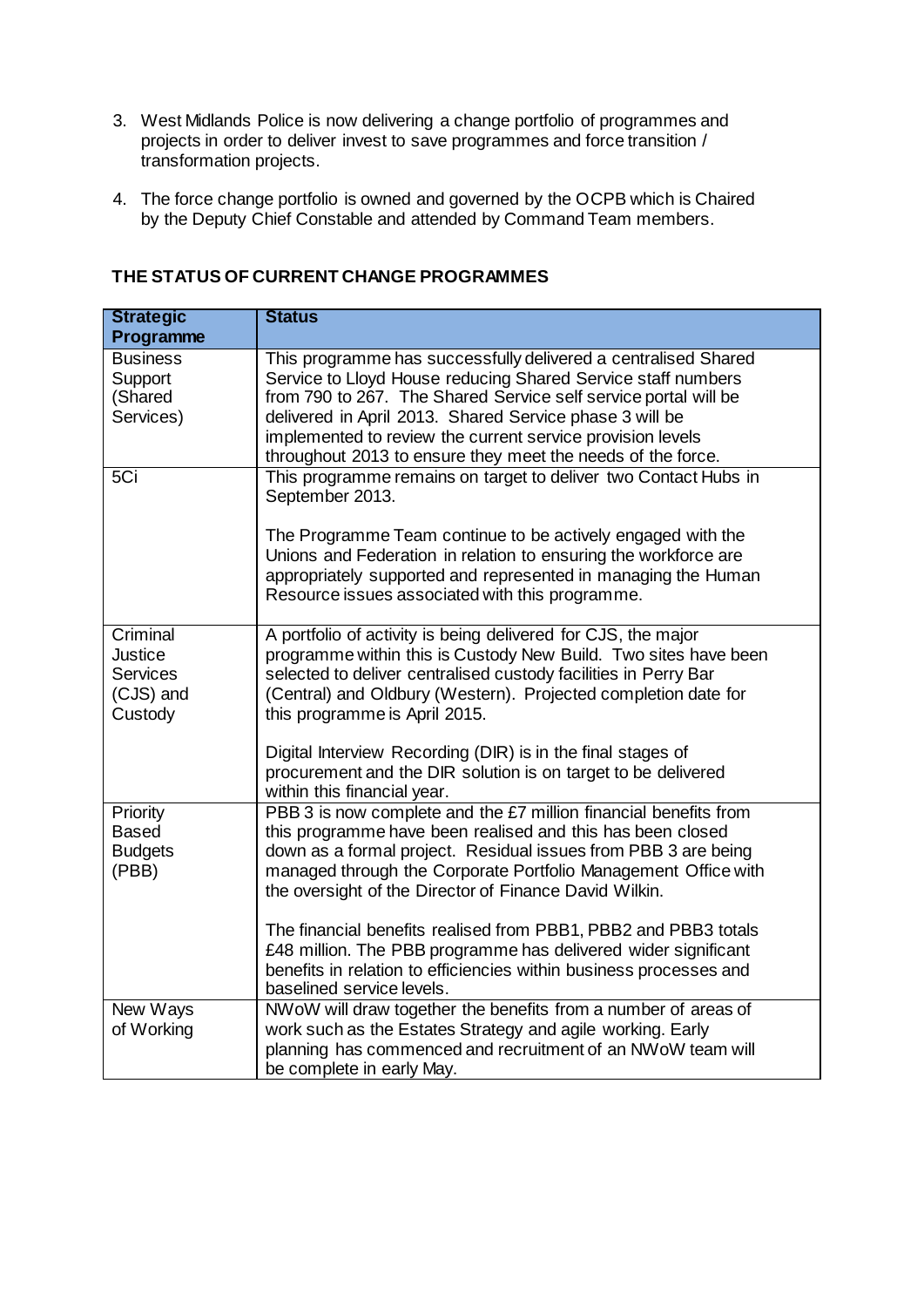3. West Midlands Police is now delivering a change portfolio of programmes and projects in order to deliver invest to save programmes and force transition / transformation projects.

4. The force change portfolio is owned and governed by the OCPB which is Chaired by the Deputy Chief Constable and attended by Command Team members.

## THE STATUS OF CURRENT CHANGE PROGRAMMES

| Strategic Programme | Status |
|---|---|
| Business Support (Shared Services) | This programme has successfully delivered a centralised Shared Service to Lloyd House reducing Shared Service staff numbers from 790 to 267. The Shared Service self service portal will be delivered in April 2013. Shared Service phase 3 will be implemented to review the current service provision levels throughout 2013 to ensure they meet the needs of the force. |
| 5Ci | This programme remains on target to deliver two Contact Hubs in September 2013.<br><br>The Programme Team continue to be actively engaged with the Unions and Federation in relation to ensuring the workforce are appropriately supported and represented in managing the Human Resource issues associated with this programme. |
| Criminal Justice Services (CJS) and Custody | A portfolio of activity is being delivered for CJS, the major programme within this is Custody New Build. Two sites have been selected to deliver centralised custody facilities in Perry Bar (Central) and Oldbury (Western). Projected completion date for this programme is April 2015.<br><br>Digital Interview Recording (DIR) is in the final stages of procurement and the DIR solution is on target to be delivered within this financial year. |
| Priority Based Budgets (PBB) | PBB 3 is now complete and the £7 million financial benefits from this programme have been realised and this has been closed down as a formal project. Residual issues from PBB 3 are being managed through the Corporate Portfolio Management Office with the oversight of the Director of Finance David Wilkin.<br><br>The financial benefits realised from PBB1, PBB2 and PBB3 totals £48 million. The PBB programme has delivered wider significant benefits in relation to efficiencies within business processes and baselined service levels. |
| New Ways of Working | NWoW will draw together the benefits from a number of areas of work such as the Estates Strategy and agile working. Early planning has commenced and recruitment of an NWoW team will be complete in early May. |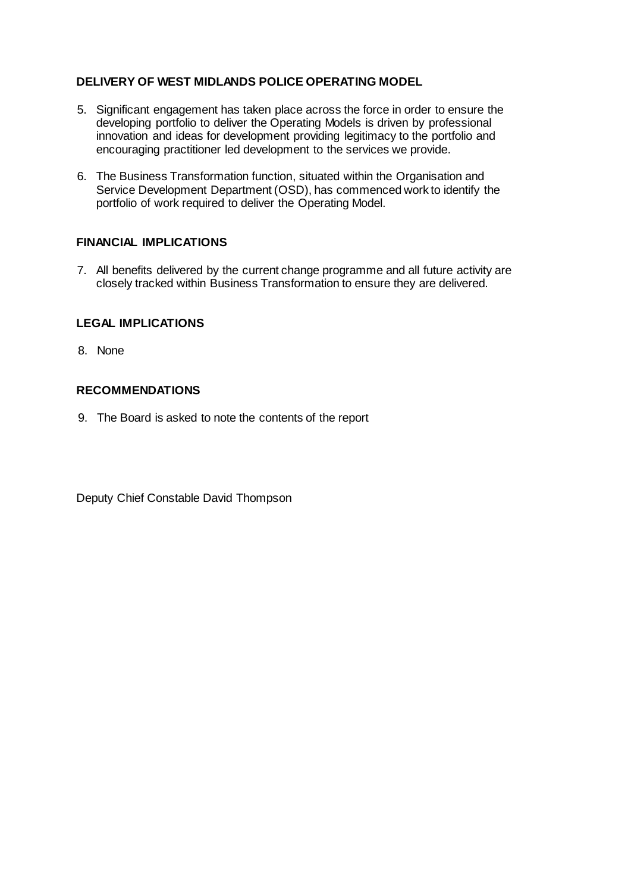## DELIVERY OF WEST MIDLANDS POLICE OPERATING MODEL

5. Significant engagement has taken place across the force in order to ensure the developing portfolio to deliver the Operating Models is driven by professional innovation and ideas for development providing legitimacy to the portfolio and encouraging practitioner led development to the services we provide.

6. The Business Transformation function, situated within the Organisation and Service Development Department (OSD), has commenced work to identify the portfolio of work required to deliver the Operating Model.

## FINANCIAL IMPLICATIONS

7. All benefits delivered by the current change programme and all future activity are closely tracked within Business Transformation to ensure they are delivered.

## LEGAL IMPLICATIONS

8. None

## RECOMMENDATIONS

9. The Board is asked to note the contents of the report

Deputy Chief Constable David Thompson